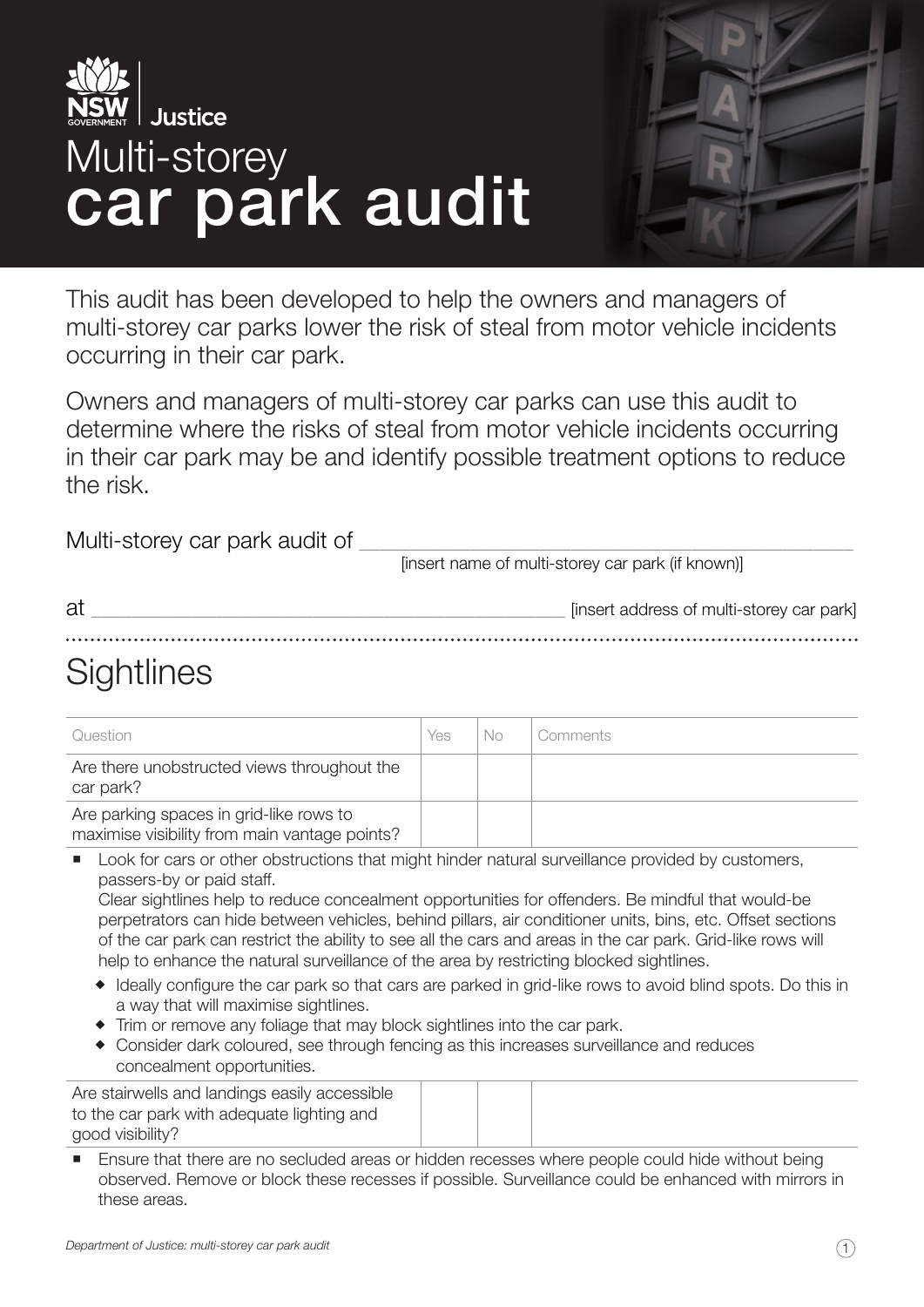NSW Government | Justice

# Multi-storey car park audit

This audit has been developed to help the owners and managers of multi-storey car parks lower the risk of steal from motor vehicle incidents occurring in their car park.

Owners and managers of multi-storey car parks can use this audit to determine where the risks of steal from motor vehicle incidents occurring in their car park may be and identify possible treatment options to reduce the risk.

Multi-storey car park audit of ____________________________________________
[insert name of multi-storey car park (if known)]

at ____________________________________________ [insert address of multi-storey car park]

## Sightlines

| Question | Yes | No | Comments |
|---|---|---|---|
| Are there unobstructed views throughout the car park? | | | |
| Are parking spaces in grid-like rows to maximise visibility from main vantage points? | | | |

- Look for cars or other obstructions that might hinder natural surveillance provided by customers, passers-by or paid staff.
  Clear sightlines help to reduce concealment opportunities for offenders. Be mindful that would-be perpetrators can hide between vehicles, behind pillars, air conditioner units, bins, etc. Offset sections of the car park can restrict the ability to see all the cars and areas in the car park. Grid-like rows will help to enhance the natural surveillance of the area by restricting blocked sightlines.
  - Ideally configure the car park so that cars are parked in grid-like rows to avoid blind spots. Do this in a way that will maximise sightlines.
  - Trim or remove any foliage that may block sightlines into the car park.
  - Consider dark coloured, see through fencing as this increases surveillance and reduces concealment opportunities.

| Question | Yes | No | Comments |
|---|---|---|---|
| Are stairwells and landings easily accessible to the car park with adequate lighting and good visibility? | | | |

- Ensure that there are no secluded areas or hidden recesses where people could hide without being observed. Remove or block these recesses if possible. Surveillance could be enhanced with mirrors in these areas.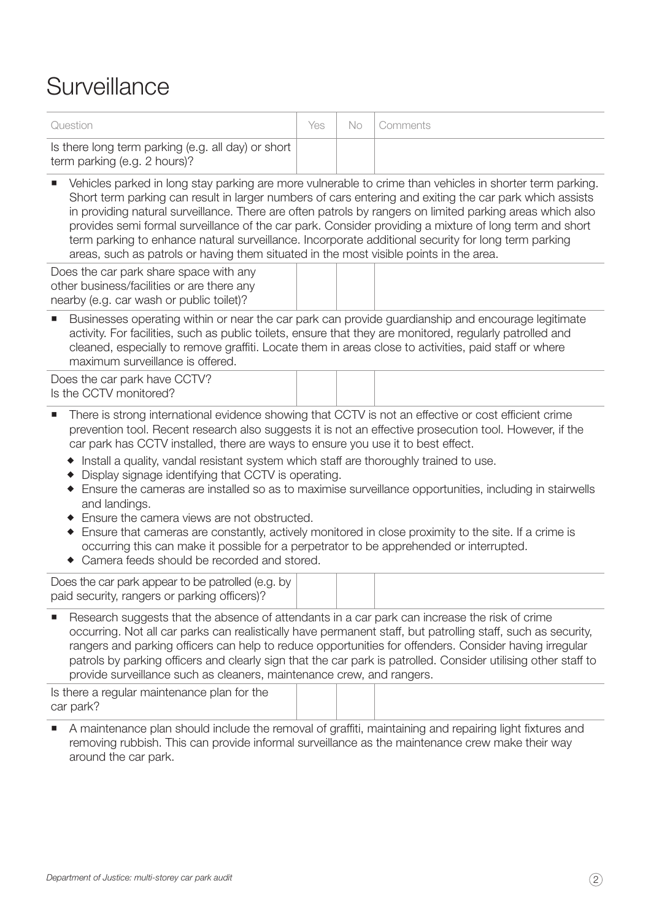# Surveillance

| Question | Yes | No | Comments |
|---|---|---|---|
| Is there long term parking (e.g. all day) or short term parking (e.g. 2 hours)? | | | |

- Vehicles parked in long stay parking are more vulnerable to crime than vehicles in shorter term parking. Short term parking can result in larger numbers of cars entering and exiting the car park which assists in providing natural surveillance. There are often patrols by rangers on limited parking areas which also provides semi formal surveillance of the car park. Consider providing a mixture of long term and short term parking to enhance natural surveillance. Incorporate additional security for long term parking areas, such as patrols or having them situated in the most visible points in the area.

| Question | Yes | No | Comments |
|---|---|---|---|
| Does the car park share space with any other business/facilities or are there any nearby (e.g. car wash or public toilet)? | | | |

- Businesses operating within or near the car park can provide guardianship and encourage legitimate activity. For facilities, such as public toilets, ensure that they are monitored, regularly patrolled and cleaned, especially to remove graffiti. Locate them in areas close to activities, paid staff or where maximum surveillance is offered.

| Question | Yes | No | Comments |
|---|---|---|---|
| Does the car park have CCTV? Is the CCTV monitored? | | | |

- There is strong international evidence showing that CCTV is not an effective or cost efficient crime prevention tool. Recent research also suggests it is not an effective prosecution tool. However, if the car park has CCTV installed, there are ways to ensure you use it to best effect.
  - Install a quality, vandal resistant system which staff are thoroughly trained to use.
  - Display signage identifying that CCTV is operating.
  - Ensure the cameras are installed so as to maximise surveillance opportunities, including in stairwells and landings.
  - Ensure the camera views are not obstructed.
  - Ensure that cameras are constantly, actively monitored in close proximity to the site. If a crime is occurring this can make it possible for a perpetrator to be apprehended or interrupted.
  - Camera feeds should be recorded and stored.

| Question | Yes | No | Comments |
|---|---|---|---|
| Does the car park appear to be patrolled (e.g. by paid security, rangers or parking officers)? | | | |

- Research suggests that the absence of attendants in a car park can increase the risk of crime occurring. Not all car parks can realistically have permanent staff, but patrolling staff, such as security, rangers and parking officers can help to reduce opportunities for offenders. Consider having irregular patrols by parking officers and clearly sign that the car park is patrolled. Consider utilising other staff to provide surveillance such as cleaners, maintenance crew, and rangers.

| Question | Yes | No | Comments |
|---|---|---|---|
| Is there a regular maintenance plan for the car park? | | | |

- A maintenance plan should include the removal of graffiti, maintaining and repairing light fixtures and removing rubbish. This can provide informal surveillance as the maintenance crew make their way around the car park.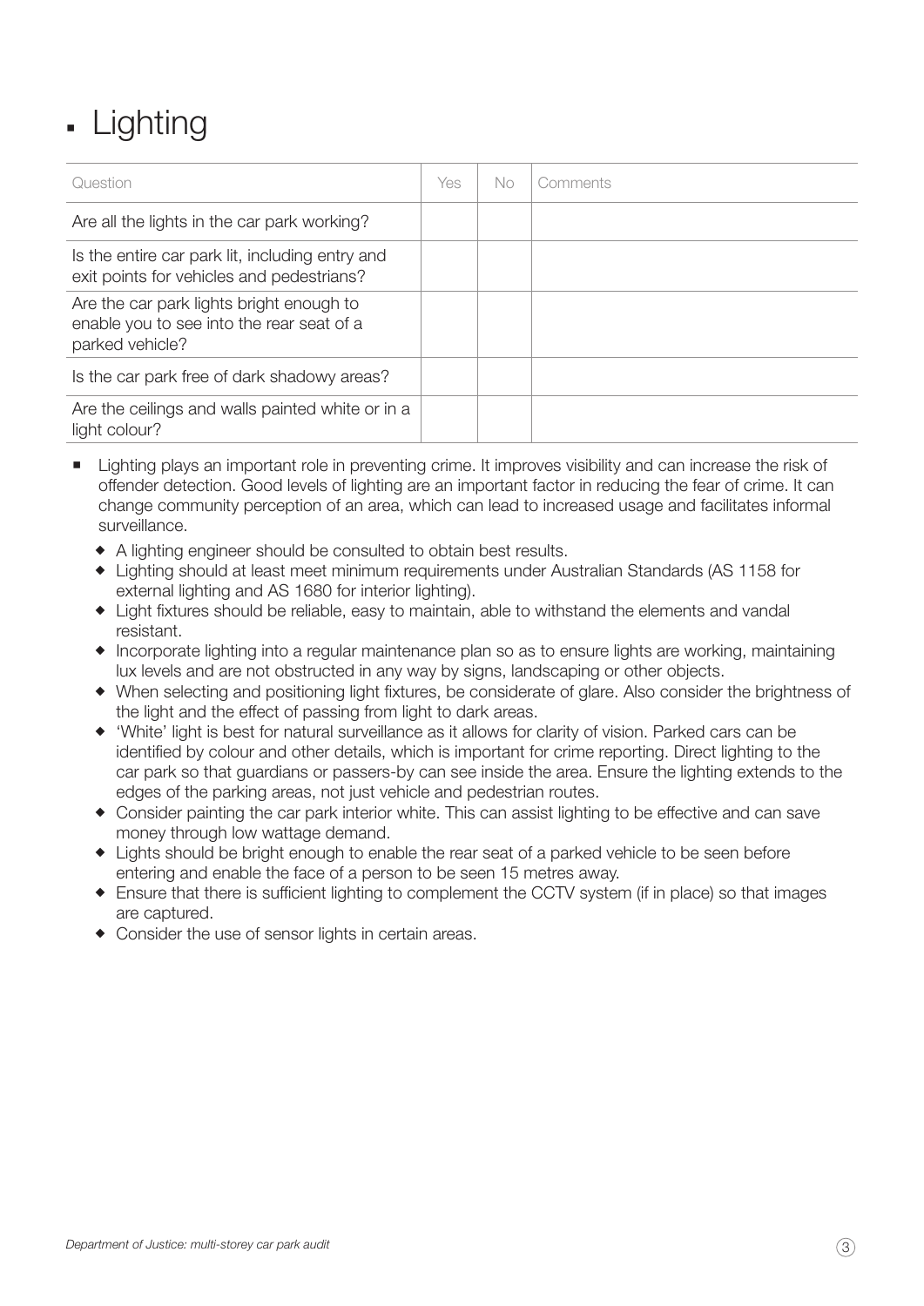# Lighting

| Question | Yes | No | Comments |
|---|---|---|---|
| Are all the lights in the car park working? | | | |
| Is the entire car park lit, including entry and exit points for vehicles and pedestrians? | | | |
| Are the car park lights bright enough to enable you to see into the rear seat of a parked vehicle? | | | |
| Is the car park free of dark shadowy areas? | | | |
| Are the ceilings and walls painted white or in a light colour? | | | |

- Lighting plays an important role in preventing crime. It improves visibility and can increase the risk of offender detection. Good levels of lighting are an important factor in reducing the fear of crime. It can change community perception of an area, which can lead to increased usage and facilitates informal surveillance.
  - A lighting engineer should be consulted to obtain best results.
  - Lighting should at least meet minimum requirements under Australian Standards (AS 1158 for external lighting and AS 1680 for interior lighting).
  - Light fixtures should be reliable, easy to maintain, able to withstand the elements and vandal resistant.
  - Incorporate lighting into a regular maintenance plan so as to ensure lights are working, maintaining lux levels and are not obstructed in any way by signs, landscaping or other objects.
  - When selecting and positioning light fixtures, be considerate of glare. Also consider the brightness of the light and the effect of passing from light to dark areas.
  - 'White' light is best for natural surveillance as it allows for clarity of vision. Parked cars can be identified by colour and other details, which is important for crime reporting. Direct lighting to the car park so that guardians or passers-by can see inside the area. Ensure the lighting extends to the edges of the parking areas, not just vehicle and pedestrian routes.
  - Consider painting the car park interior white. This can assist lighting to be effective and can save money through low wattage demand.
  - Lights should be bright enough to enable the rear seat of a parked vehicle to be seen before entering and enable the face of a person to be seen 15 metres away.
  - Ensure that there is sufficient lighting to complement the CCTV system (if in place) so that images are captured.
  - Consider the use of sensor lights in certain areas.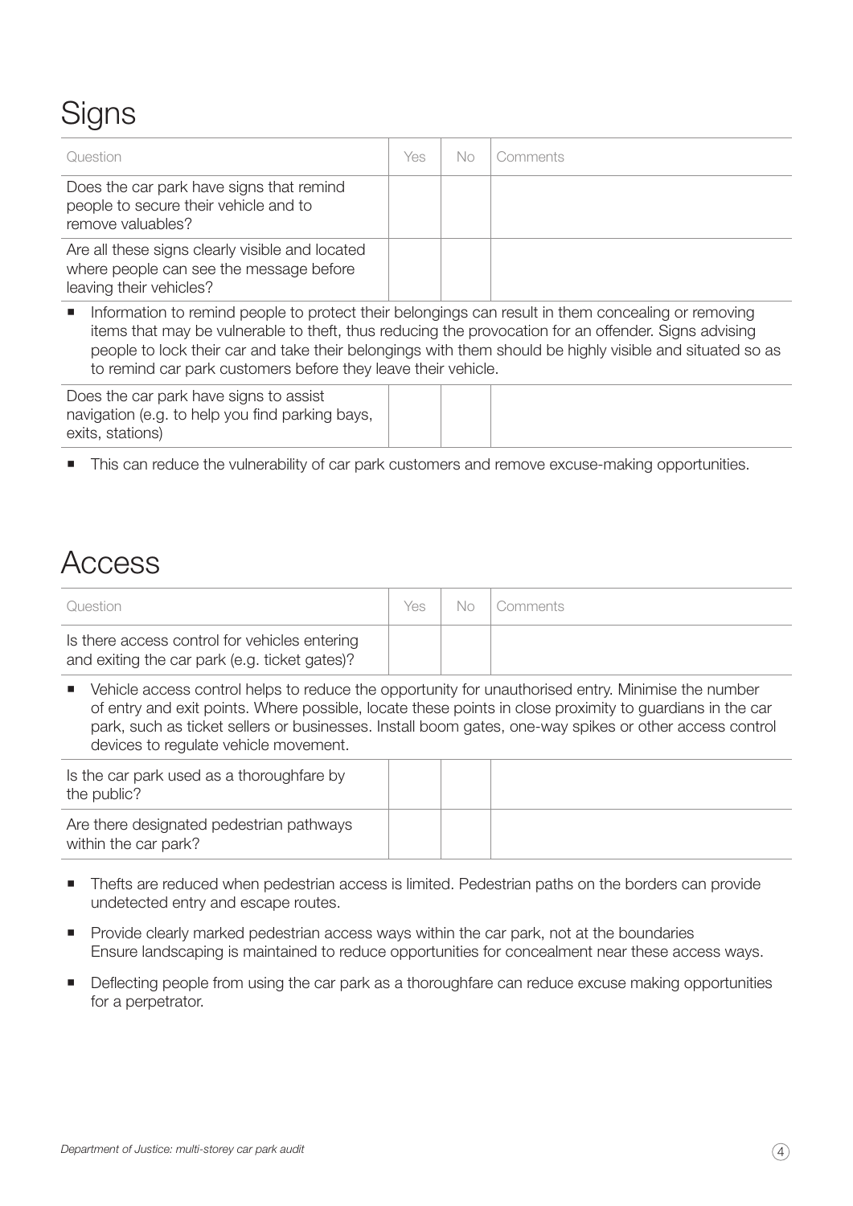## Signs

| Question | Yes | No | Comments |
|---|---|---|---|
| Does the car park have signs that remind people to secure their vehicle and to remove valuables? | | | |
| Are all these signs clearly visible and located where people can see the message before leaving their vehicles? | | | |

- Information to remind people to protect their belongings can result in them concealing or removing items that may be vulnerable to theft, thus reducing the provocation for an offender. Signs advising people to lock their car and take their belongings with them should be highly visible and situated so as to remind car park customers before they leave their vehicle.

| Question | Yes | No | Comments |
|---|---|---|---|
| Does the car park have signs to assist navigation (e.g. to help you find parking bays, exits, stations) | | | |

- This can reduce the vulnerability of car park customers and remove excuse-making opportunities.

## Access

| Question | Yes | No | Comments |
|---|---|---|---|
| Is there access control for vehicles entering and exiting the car park (e.g. ticket gates)? | | | |

- Vehicle access control helps to reduce the opportunity for unauthorised entry. Minimise the number of entry and exit points. Where possible, locate these points in close proximity to guardians in the car park, such as ticket sellers or businesses. Install boom gates, one-way spikes or other access control devices to regulate vehicle movement.

| Question | Yes | No | Comments |
|---|---|---|---|
| Is the car park used as a thoroughfare by the public? | | | |
| Are there designated pedestrian pathways within the car park? | | | |

- Thefts are reduced when pedestrian access is limited. Pedestrian paths on the borders can provide undetected entry and escape routes.
- Provide clearly marked pedestrian access ways within the car park, not at the boundaries Ensure landscaping is maintained to reduce opportunities for concealment near these access ways.
- Deflecting people from using the car park as a thoroughfare can reduce excuse making opportunities for a perpetrator.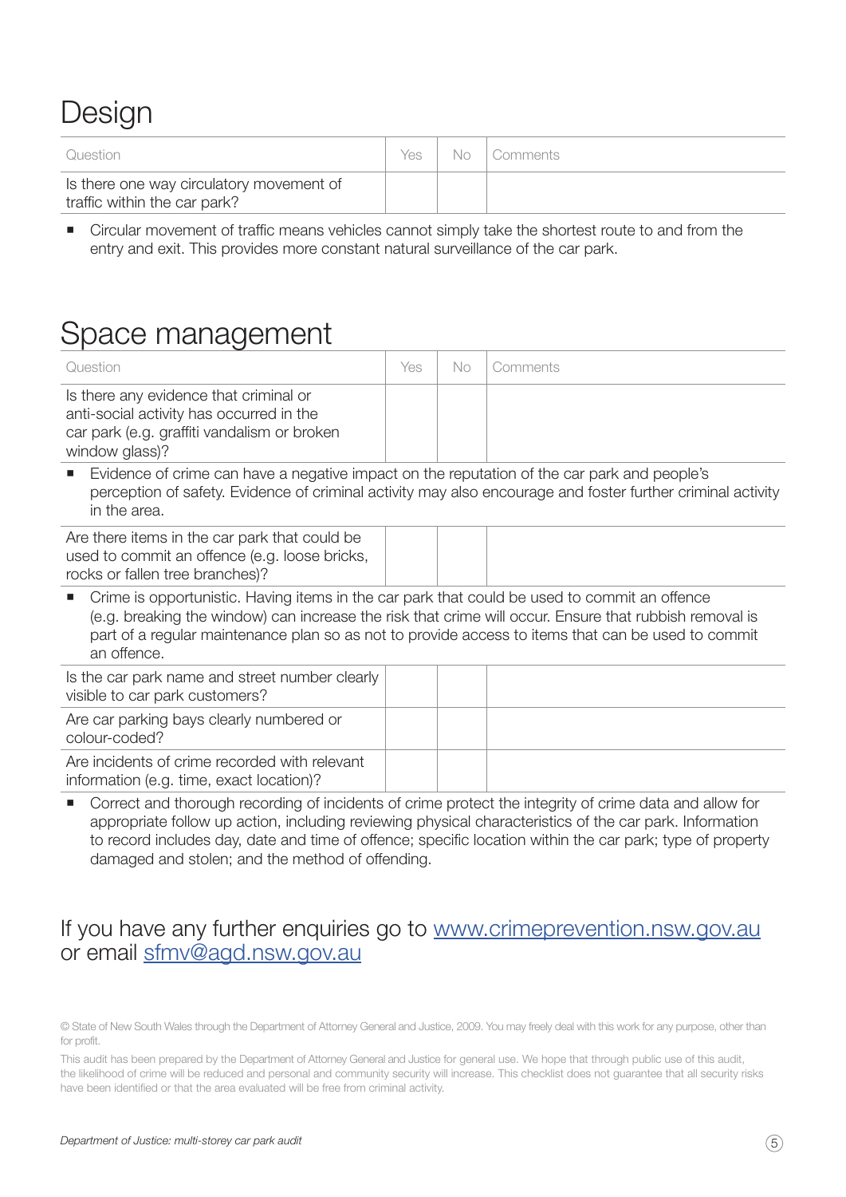# Design

| Question | Yes | No | Comments |
| --- | --- | --- | --- |
| Is there one way circulatory movement of traffic within the car park? | | | |

- Circular movement of traffic means vehicles cannot simply take the shortest route to and from the entry and exit. This provides more constant natural surveillance of the car park.

# Space management

| Question | Yes | No | Comments |
| --- | --- | --- | --- |
| Is there any evidence that criminal or anti-social activity has occurred in the car park (e.g. graffiti vandalism or broken window glass)? | | | |

- Evidence of crime can have a negative impact on the reputation of the car park and people's perception of safety. Evidence of criminal activity may also encourage and foster further criminal activity in the area.

| Question | Yes | No | Comments |
| --- | --- | --- | --- |
| Are there items in the car park that could be used to commit an offence (e.g. loose bricks, rocks or fallen tree branches)? | | | |

- Crime is opportunistic. Having items in the car park that could be used to commit an offence (e.g. breaking the window) can increase the risk that crime will occur. Ensure that rubbish removal is part of a regular maintenance plan so as not to provide access to items that can be used to commit an offence.

| Question | Yes | No | Comments |
| --- | --- | --- | --- |
| Is the car park name and street number clearly visible to car park customers? | | | |
| Are car parking bays clearly numbered or colour-coded? | | | |
| Are incidents of crime recorded with relevant information (e.g. time, exact location)? | | | |

- Correct and thorough recording of incidents of crime protect the integrity of crime data and allow for appropriate follow up action, including reviewing physical characteristics of the car park. Information to record includes day, date and time of offence; specific location within the car park; type of property damaged and stolen; and the method of offending.

## If you have any further enquiries go to www.crimeprevention.nsw.gov.au or email sfmv@agd.nsw.gov.au

© State of New South Wales through the Department of Attorney General and Justice, 2009. You may freely deal with this work for any purpose, other than for profit.

This audit has been prepared by the Department of Attorney General and Justice for general use. We hope that through public use of this audit, the likelihood of crime will be reduced and personal and community security will increase. This checklist does not guarantee that all security risks have been identified or that the area evaluated will be free from criminal activity.